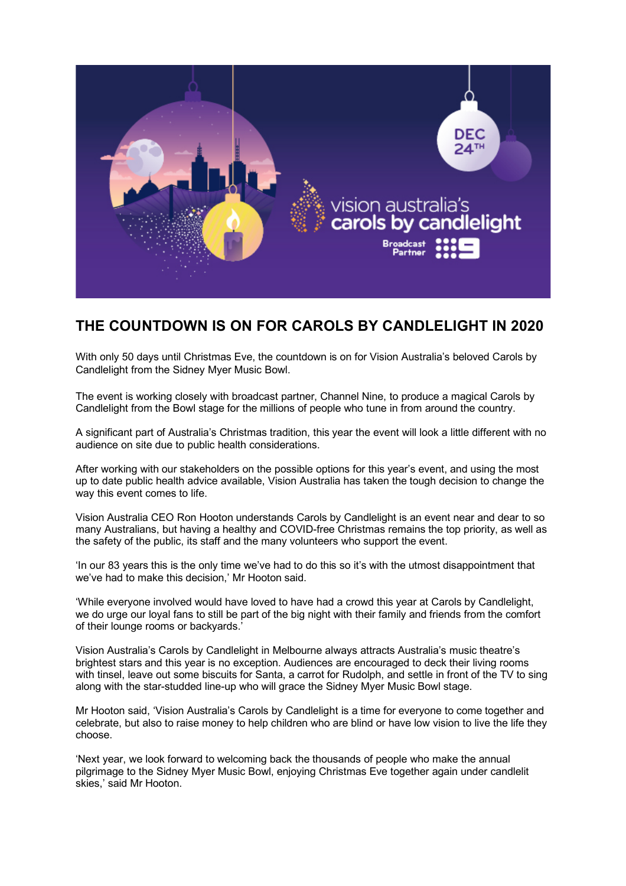# THE COUNTDOWN IS ON FOR CAROLS BY CANDLELIGHT IN 2020

With only 50 days until Christmas Eve, the countdown is on for Vision Australia's beloved Carols by Candlelight from the Sidney Myer Music Bowl.

The event is working closely with broadcast partner, Channel Nine, to produce a magical Carols by Candlelight from the Bowl stage for the millions of people who tune in from around the country.

A significant part of Australia's Christmas tradition, this year the event will look a little different with no audience on site due to public health considerations.

After working with our stakeholders on the possible options for this year's event, and using the most up to date public health advice available, Vision Australia has taken the tough decision to change the way this event comes to life.

Vision Australia CEO Ron Hooton understands Carols by Candlelight is an event near and dear to so many Australians, but having a healthy and COVID-free Christmas remains the top priority, as well as the safety of the public, its staff and the many volunteers who support the event.

'In our 83 years this is the only time we've had to do this so it's with the utmost disappointment that we've had to make this decision,' Mr Hooton said.

'While everyone involved would have loved to have had a crowd this year at Carols by Candlelight, we do urge our loyal fans to still be part of the big night with their family and friends from the comfort of their lounge rooms or backyards.'

Vision Australia's Carols by Candlelight in Melbourne always attracts Australia's music theatre's brightest stars and this year is no exception. Audiences are encouraged to deck their living rooms with tinsel, leave out some biscuits for Santa, a carrot for Rudolph, and settle in front of the TV to sing along with the star-studded line-up who will grace the Sidney Myer Music Bowl stage.

Mr Hooton said, 'Vision Australia's Carols by Candlelight is a time for everyone to come together and celebrate, but also to raise money to help children who are blind or have low vision to live the life they choose.

'Next year, we look forward to welcoming back the thousands of people who make the annual pilgrimage to the Sidney Myer Music Bowl, enjoying Christmas Eve together again under candlelit skies,' said Mr Hooton.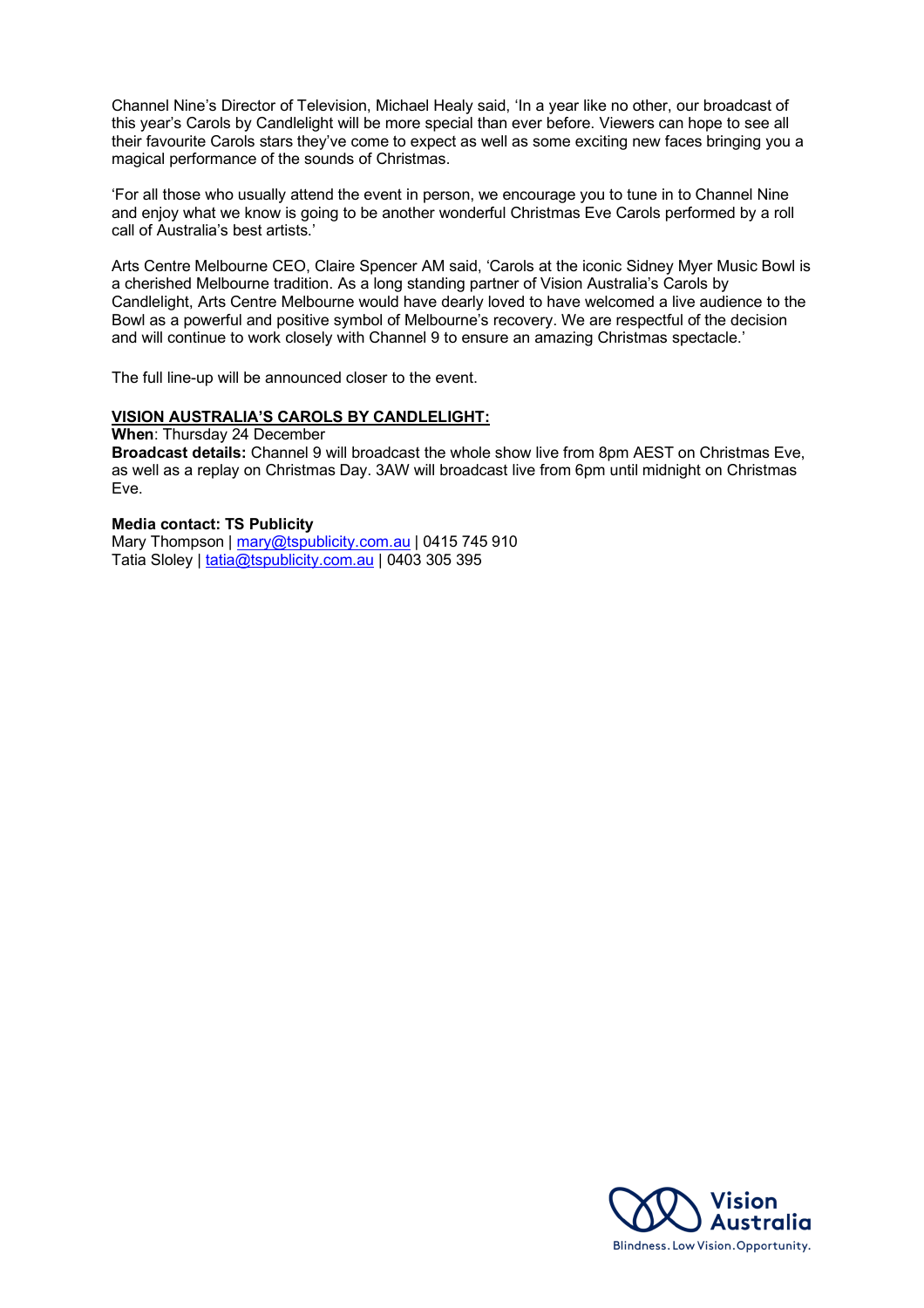Channel Nine's Director of Television, Michael Healy said, 'In a year like no other, our broadcast of this year's Carols by Candlelight will be more special than ever before. Viewers can hope to see all their favourite Carols stars they've come to expect as well as some exciting new faces bringing you a magical performance of the sounds of Christmas.

'For all those who usually attend the event in person, we encourage you to tune in to Channel Nine and enjoy what we know is going to be another wonderful Christmas Eve Carols performed by a roll call of Australia's best artists.'

Arts Centre Melbourne CEO, Claire Spencer AM said, 'Carols at the iconic Sidney Myer Music Bowl is a cherished Melbourne tradition. As a long standing partner of Vision Australia's Carols by Candlelight, Arts Centre Melbourne would have dearly loved to have welcomed a live audience to the Bowl as a powerful and positive symbol of Melbourne's recovery. We are respectful of the decision and will continue to work closely with Channel 9 to ensure an amazing Christmas spectacle.'

The full line-up will be announced closer to the event.

**VISION AUSTRALIA'S CAROLS BY CANDLELIGHT:**

**When**: Thursday 24 December

**Broadcast details:** Channel 9 will broadcast the whole show live from 8pm AEST on Christmas Eve, as well as a replay on Christmas Day. 3AW will broadcast live from 6pm until midnight on Christmas Eve.

**Media contact: TS Publicity**

Mary Thompson | mary@tspublicity.com.au | 0415 745 910

Tatia Sloley | tatia@tspublicity.com.au | 0403 305 395

Vision Australia

Blindness. Low Vision. Opportunity.